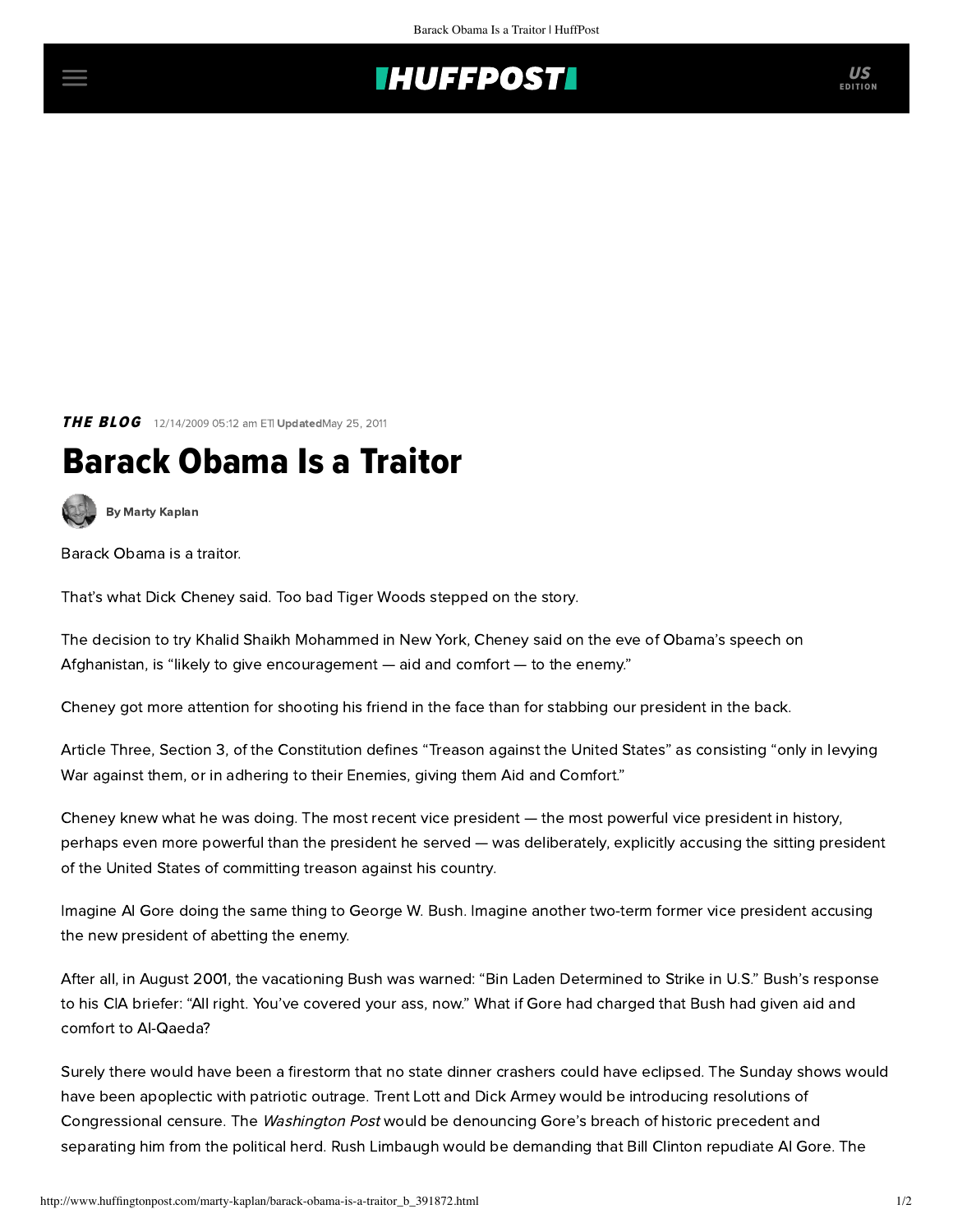THE BLOG 12/14/2009 05:12 am ET | Updated May 25, 2011

# Barack Obama Is a Traitor

By Marty Kaplan

Barack Obama is a traitor.

That's what Dick Cheney said. Too bad Tiger Woods stepped on the story.

The decision to try Khalid Shaikh Mohammed in New York, Cheney said on the eve of Obama's speech on Afghanistan, is "likely to give encouragement — aid and comfort — to the enemy."

Cheney got more attention for shooting his friend in the face than for stabbing our president in the back.

Article Three, Section 3, of the Constitution defines "Treason against the United States" as consisting "only in levying War against them, or in adhering to their Enemies, giving them Aid and Comfort."

Cheney knew what he was doing. The most recent vice president — the most powerful vice president in history, perhaps even more powerful than the president he served — was deliberately, explicitly accusing the sitting president of the United States of committing treason against his country.

Imagine Al Gore doing the same thing to George W. Bush. Imagine another two-term former vice president accusing the new president of abetting the enemy.

After all, in August 2001, the vacationing Bush was warned: "Bin Laden Determined to Strike in U.S." Bush's response to his CIA briefer: "All right. You've covered your ass, now." What if Gore had charged that Bush had given aid and comfort to Al-Qaeda?

Surely there would have been a firestorm that no state dinner crashers could have eclipsed. The Sunday shows would have been apoplectic with patriotic outrage. Trent Lott and Dick Armey would be introducing resolutions of Congressional censure. The *Washington Post* would be denouncing Gore's breach of historic precedent and separating him from the political herd. Rush Limbaugh would be demanding that Bill Clinton repudiate Al Gore. The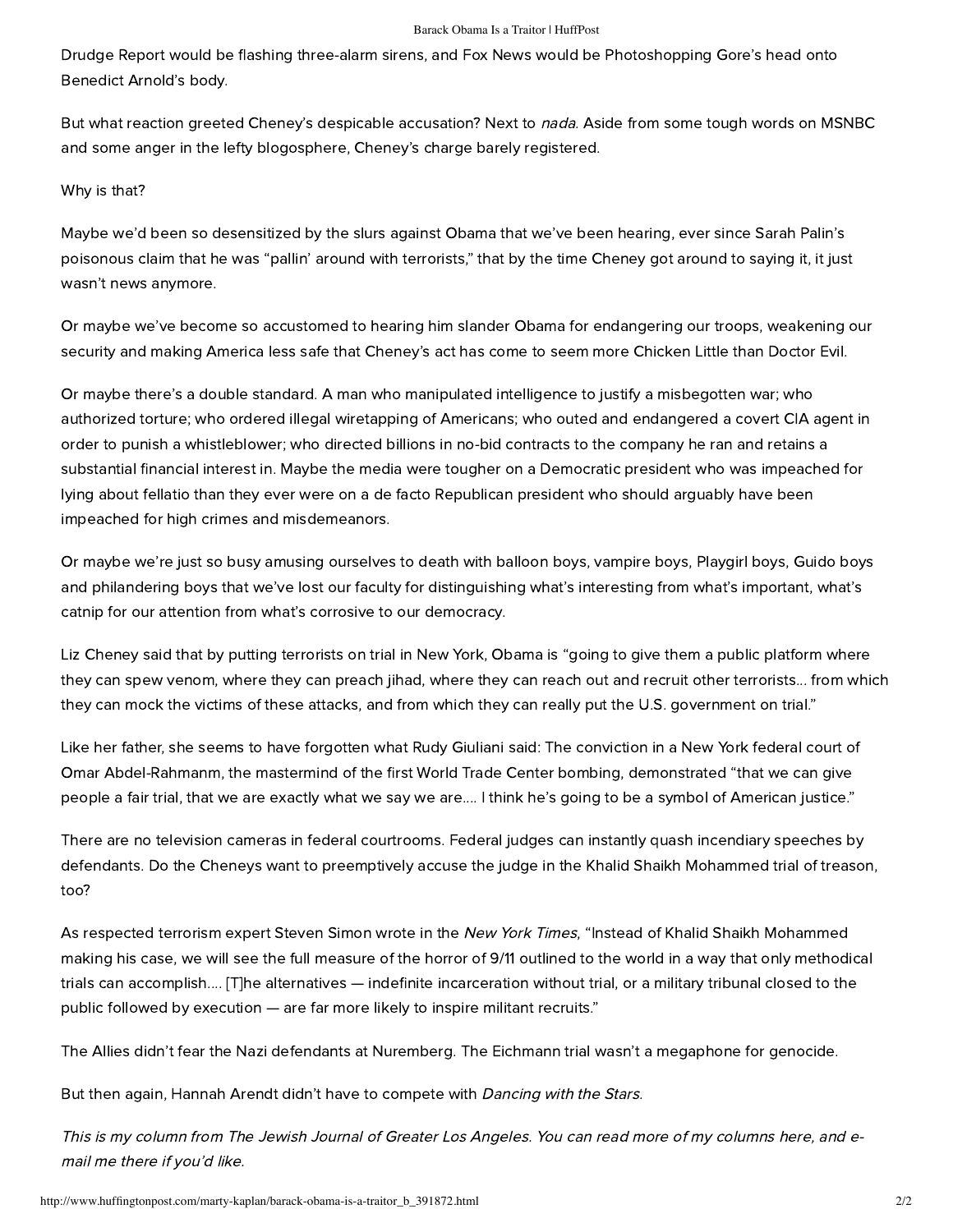Drudge Report would be flashing three-alarm sirens, and Fox News would be Photoshopping Gore's head onto Benedict Arnold's body.

But what reaction greeted Cheney's despicable accusation? Next to *nada*. Aside from some tough words on MSNBC and some anger in the lefty blogosphere, Cheney's charge barely registered.

Why is that?

Maybe we'd been so desensitized by the slurs against Obama that we've been hearing, ever since Sarah Palin's poisonous claim that he was "pallin' around with terrorists," that by the time Cheney got around to saying it, it just wasn't news anymore.

Or maybe we've become so accustomed to hearing him slander Obama for endangering our troops, weakening our security and making America less safe that Cheney's act has come to seem more Chicken Little than Doctor Evil.

Or maybe there's a double standard. A man who manipulated intelligence to justify a misbegotten war; who authorized torture; who ordered illegal wiretapping of Americans; who outed and endangered a covert CIA agent in order to punish a whistleblower; who directed billions in no-bid contracts to the company he ran and retains a substantial financial interest in. Maybe the media were tougher on a Democratic president who was impeached for lying about fellatio than they ever were on a de facto Republican president who should arguably have been impeached for high crimes and misdemeanors.

Or maybe we're just so busy amusing ourselves to death with balloon boys, vampire boys, Playgirl boys, Guido boys and philandering boys that we've lost our faculty for distinguishing what's interesting from what's important, what's catnip for our attention from what's corrosive to our democracy.

Liz Cheney said that by putting terrorists on trial in New York, Obama is "going to give them a public platform where they can spew venom, where they can preach jihad, where they can reach out and recruit other terrorists... from which they can mock the victims of these attacks, and from which they can really put the U.S. government on trial."

Like her father, she seems to have forgotten what Rudy Giuliani said: The conviction in a New York federal court of Omar Abdel-Rahmanm, the mastermind of the first World Trade Center bombing, demonstrated "that we can give people a fair trial, that we are exactly what we say we are.... I think he's going to be a symbol of American justice."

There are no television cameras in federal courtrooms. Federal judges can instantly quash incendiary speeches by defendants. Do the Cheneys want to preemptively accuse the judge in the Khalid Shaikh Mohammed trial of treason, too?

As respected terrorism expert Steven Simon wrote in the *New York Times*, "Instead of Khalid Shaikh Mohammed making his case, we will see the full measure of the horror of 9/11 outlined to the world in a way that only methodical trials can accomplish.... [T]he alternatives — indefinite incarceration without trial, or a military tribunal closed to the public followed by execution — are far more likely to inspire militant recruits."

The Allies didn't fear the Nazi defendants at Nuremberg. The Eichmann trial wasn't a megaphone for genocide.

But then again, Hannah Arendt didn't have to compete with *Dancing with the Stars*.

*This is my column from The Jewish Journal of Greater Los Angeles. You can read more of my columns here, and e-mail me there if you'd like.*